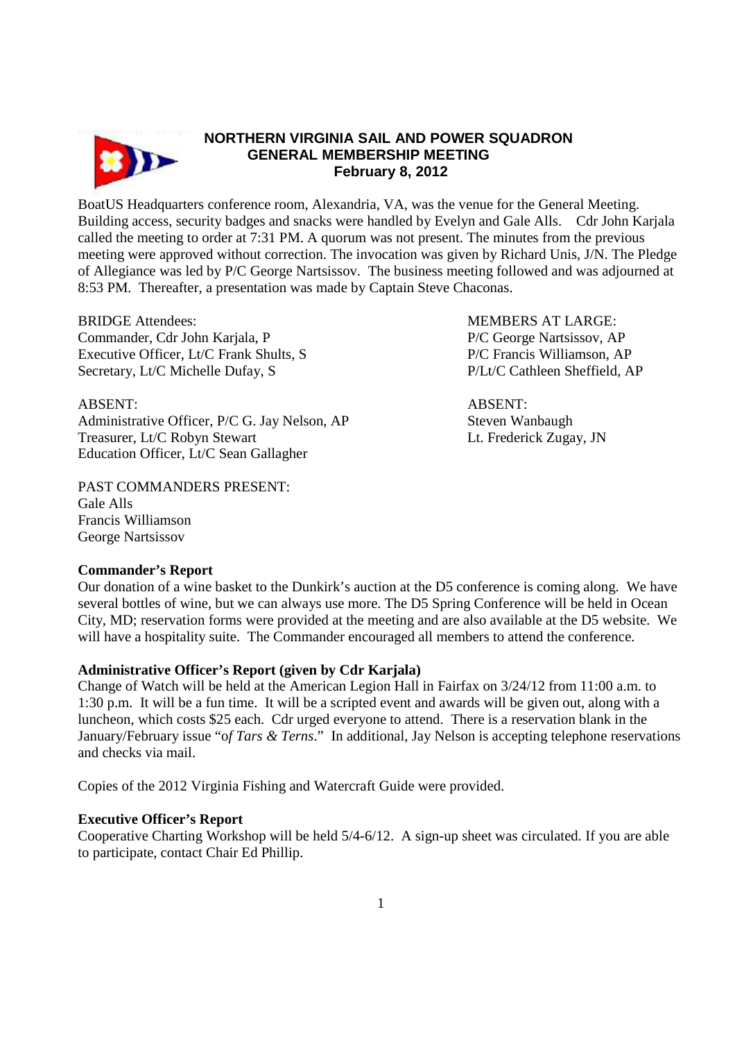# NORTHERN VIRGINIA SAIL AND POWER SQUADRON
## GENERAL MEMBERSHIP MEETING
### February 8, 2012

BoatUS Headquarters conference room, Alexandria, VA, was the venue for the General Meeting. Building access, security badges and snacks were handled by Evelyn and Gale Alls. Cdr John Karjala called the meeting to order at 7:31 PM. A quorum was not present. The minutes from the previous meeting were approved without correction. The invocation was given by Richard Unis, J/N. The Pledge of Allegiance was led by P/C George Nartsissov. The business meeting followed and was adjourned at 8:53 PM. Thereafter, a presentation was made by Captain Steve Chaconas.

BRIDGE Attendees:
Commander, Cdr John Karjala, P
Executive Officer, Lt/C Frank Shults, S
Secretary, Lt/C Michelle Dufay, S

ABSENT:
Administrative Officer, P/C G. Jay Nelson, AP
Treasurer, Lt/C Robyn Stewart
Education Officer, Lt/C Sean Gallagher

MEMBERS AT LARGE:
P/C George Nartsissov, AP
P/C Francis Williamson, AP
P/Lt/C Cathleen Sheffield, AP

ABSENT:
Steven Wanbaugh
Lt. Frederick Zugay, JN

PAST COMMANDERS PRESENT:
Gale Alls
Francis Williamson
George Nartsissov

**Commander's Report**

Our donation of a wine basket to the Dunkirk's auction at the D5 conference is coming along. We have several bottles of wine, but we can always use more. The D5 Spring Conference will be held in Ocean City, MD; reservation forms were provided at the meeting and are also available at the D5 website. We will have a hospitality suite. The Commander encouraged all members to attend the conference.

**Administrative Officer's Report (given by Cdr Karjala)**

Change of Watch will be held at the American Legion Hall in Fairfax on 3/24/12 from 11:00 a.m. to 1:30 p.m. It will be a fun time. It will be a scripted event and awards will be given out, along with a luncheon, which costs $25 each. Cdr urged everyone to attend. There is a reservation blank in the January/February issue "of *Tars & Terns*." In additional, Jay Nelson is accepting telephone reservations and checks via mail.

Copies of the 2012 Virginia Fishing and Watercraft Guide were provided.

**Executive Officer's Report**

Cooperative Charting Workshop will be held 5/4-6/12. A sign-up sheet was circulated. If you are able to participate, contact Chair Ed Phillip.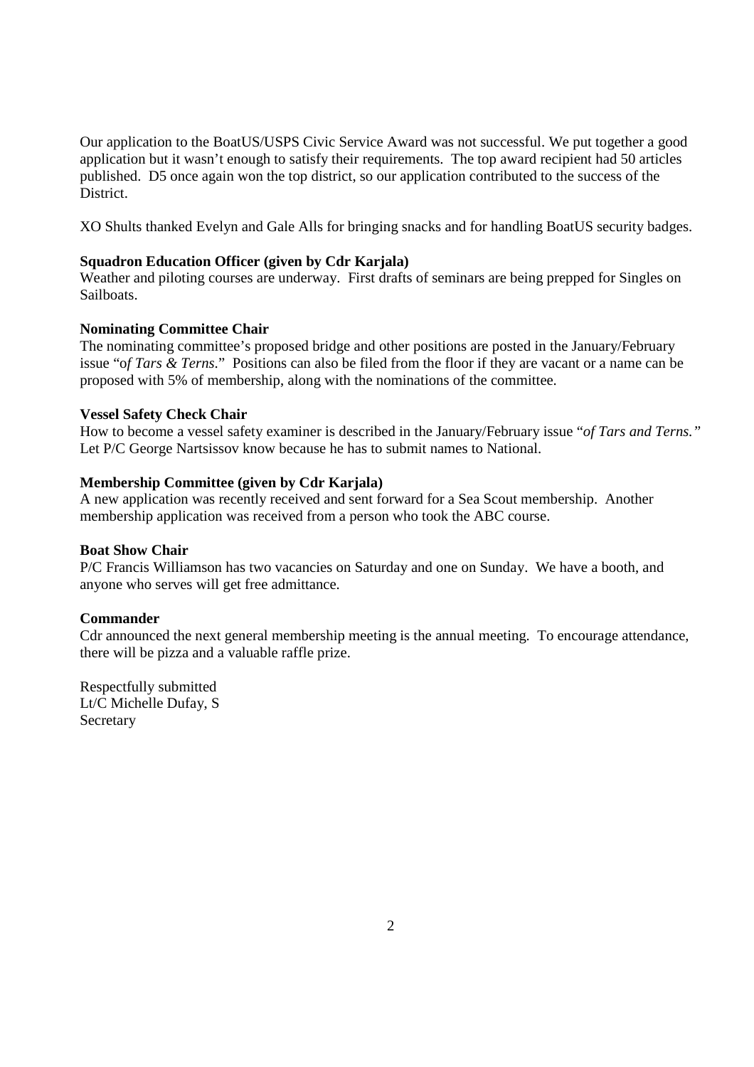Our application to the BoatUS/USPS Civic Service Award was not successful. We put together a good application but it wasn't enough to satisfy their requirements. The top award recipient had 50 articles published. D5 once again won the top district, so our application contributed to the success of the District.

XO Shults thanked Evelyn and Gale Alls for bringing snacks and for handling BoatUS security badges.

**Squadron Education Officer (given by Cdr Karjala)**
Weather and piloting courses are underway. First drafts of seminars are being prepped for Singles on Sailboats.

**Nominating Committee Chair**
The nominating committee's proposed bridge and other positions are posted in the January/February issue "o*f Tars & Terns*." Positions can also be filed from the floor if they are vacant or a name can be proposed with 5% of membership, along with the nominations of the committee.

**Vessel Safety Check Chair**
How to become a vessel safety examiner is described in the January/February issue "*of Tars and Terns.*" Let P/C George Nartsissov know because he has to submit names to National.

**Membership Committee (given by Cdr Karjala)**
A new application was recently received and sent forward for a Sea Scout membership. Another membership application was received from a person who took the ABC course.

**Boat Show Chair**
P/C Francis Williamson has two vacancies on Saturday and one on Sunday. We have a booth, and anyone who serves will get free admittance.

**Commander**
Cdr announced the next general membership meeting is the annual meeting. To encourage attendance, there will be pizza and a valuable raffle prize.

Respectfully submitted
Lt/C Michelle Dufay, S
Secretary